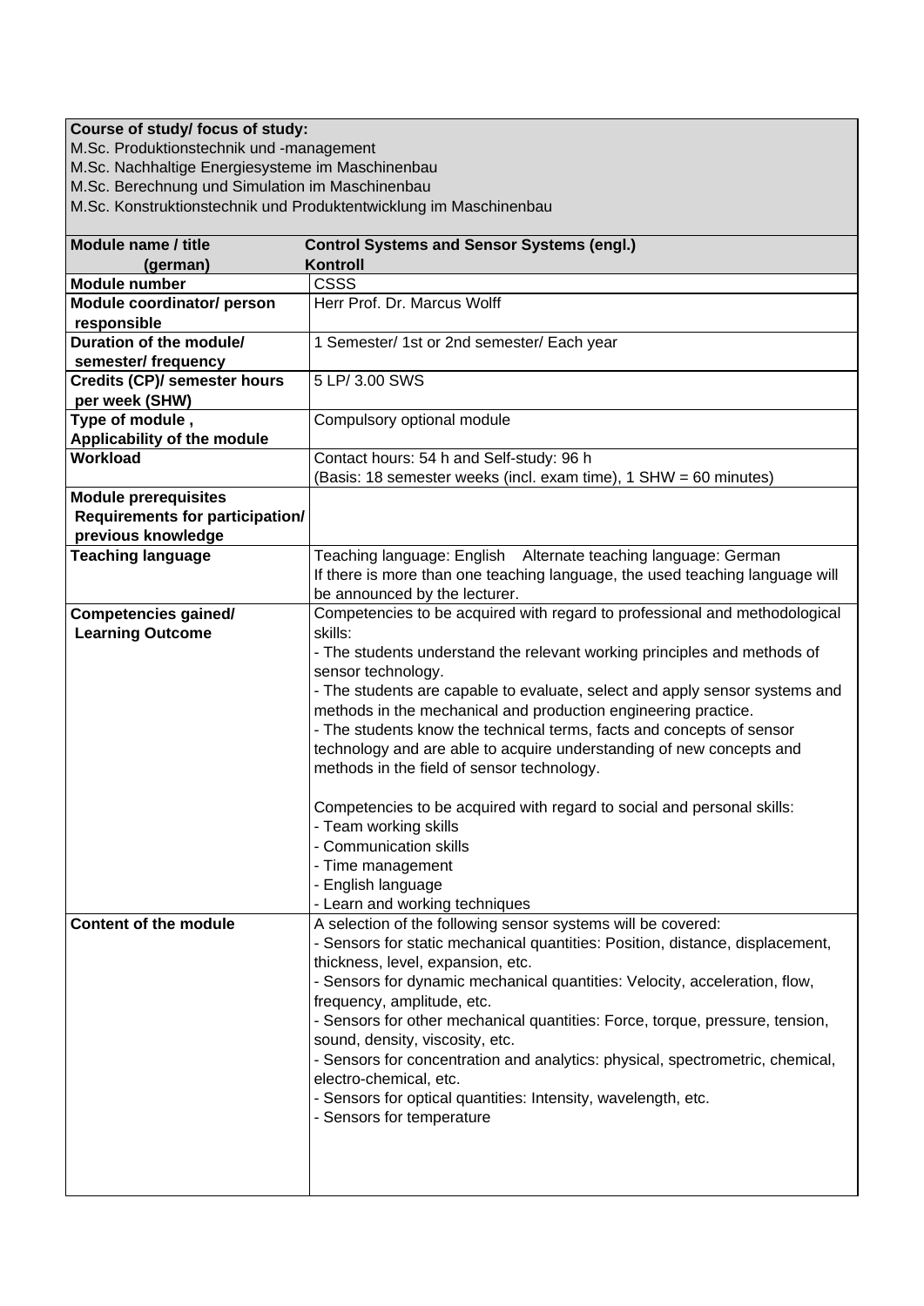**Course of study/ focus of study:**
M.Sc. Produktionstechnik und -management
M.Sc. Nachhaltige Energiesysteme im Maschinenbau
M.Sc. Berechnung und Simulation im Maschinenbau
M.Sc. Konstruktionstechnik und Produktentwicklung im Maschinenbau

| **Module name / title (german)** | **Control Systems and Sensor Systems (engl.)**<br>**Kontroll** |
|---|---|
| **Module number** | CSSS |
| **Module coordinator/ person responsible** | Herr Prof. Dr. Marcus Wolff |
| **Duration of the module/ semester/ frequency** | 1 Semester/ 1st or 2nd semester/ Each year |
| **Credits (CP)/ semester hours per week (SHW)** | 5 LP/ 3.00 SWS |
| **Type of module , Applicability of the module** | Compulsory optional module |
| **Workload** | Contact hours: 54 h and Self-study: 96 h<br>(Basis: 18 semester weeks (incl. exam time), 1 SHW = 60 minutes) |
| **Module prerequisites Requirements for participation/ previous knowledge** | |
| **Teaching language** | Teaching language: English    Alternate teaching language: German<br>If there is more than one teaching language, the used teaching language will be announced by the lecturer. |
| **Competencies gained/ Learning Outcome** | Competencies to be acquired with regard to professional and methodological skills:<br>- The students understand the relevant working principles and methods of sensor technology.<br>- The students are capable to evaluate, select and apply sensor systems and methods in the mechanical and production engineering practice.<br>- The students know the technical terms, facts and concepts of sensor technology and are able to acquire understanding of new concepts and methods in the field of sensor technology.<br><br>Competencies to be acquired with regard to social and personal skills:<br>- Team working skills<br>- Communication skills<br>- Time management<br>- English language<br>- Learn and working techniques |
| **Content of the module** | A selection of the following sensor systems will be covered:<br>- Sensors for static mechanical quantities: Position, distance, displacement, thickness, level, expansion, etc.<br>- Sensors for dynamic mechanical quantities: Velocity, acceleration, flow, frequency, amplitude, etc.<br>- Sensors for other mechanical quantities: Force, torque, pressure, tension, sound, density, viscosity, etc.<br>- Sensors for concentration and analytics: physical, spectrometric, chemical, electro-chemical, etc.<br>- Sensors for optical quantities: Intensity, wavelength, etc.<br>- Sensors for temperature |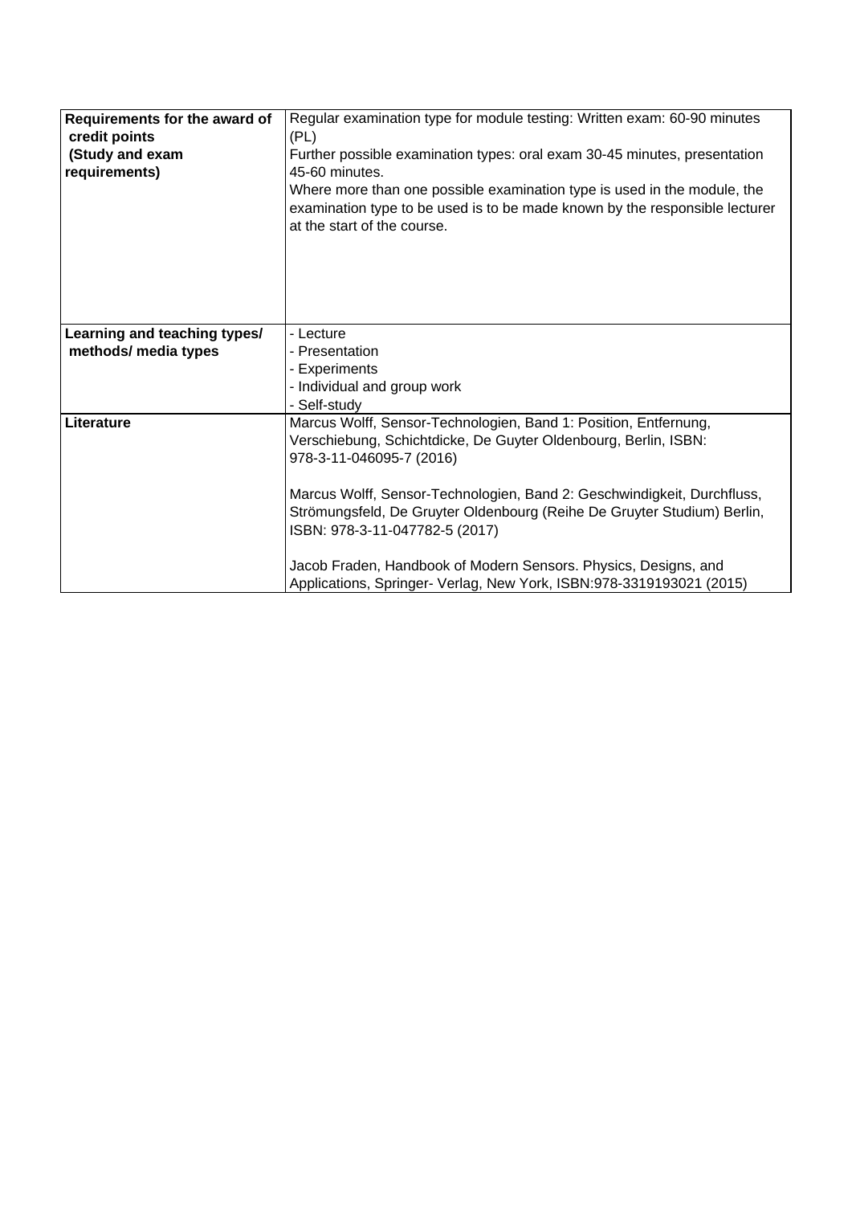| | |
|---|---|
| **Requirements for the award of credit points (Study and exam requirements)** | Regular examination type for module testing: Written exam: 60-90 minutes (PL)<br>Further possible examination types: oral exam 30-45 minutes, presentation 45-60 minutes.<br>Where more than one possible examination type is used in the module, the examination type to be used is to be made known by the responsible lecturer at the start of the course. |
| **Learning and teaching types/ methods/ media types** | - Lecture<br>- Presentation<br>- Experiments<br>- Individual and group work<br>- Self-study |
| **Literature** | Marcus Wolff, Sensor-Technologien, Band 1: Position, Entfernung, Verschiebung, Schichtdicke, De Guyter Oldenbourg, Berlin, ISBN: 978-3-11-046095-7 (2016)<br><br>Marcus Wolff, Sensor-Technologien, Band 2: Geschwindigkeit, Durchfluss, Strömungsfeld, De Guyter Oldenbourg (Reihe De Gruyter Studium) Berlin, ISBN: 978-3-11-047782-5 (2017)<br><br>Jacob Fraden, Handbook of Modern Sensors. Physics, Designs, and Applications, Springer- Verlag, New York, ISBN:978-3319193021 (2015) |